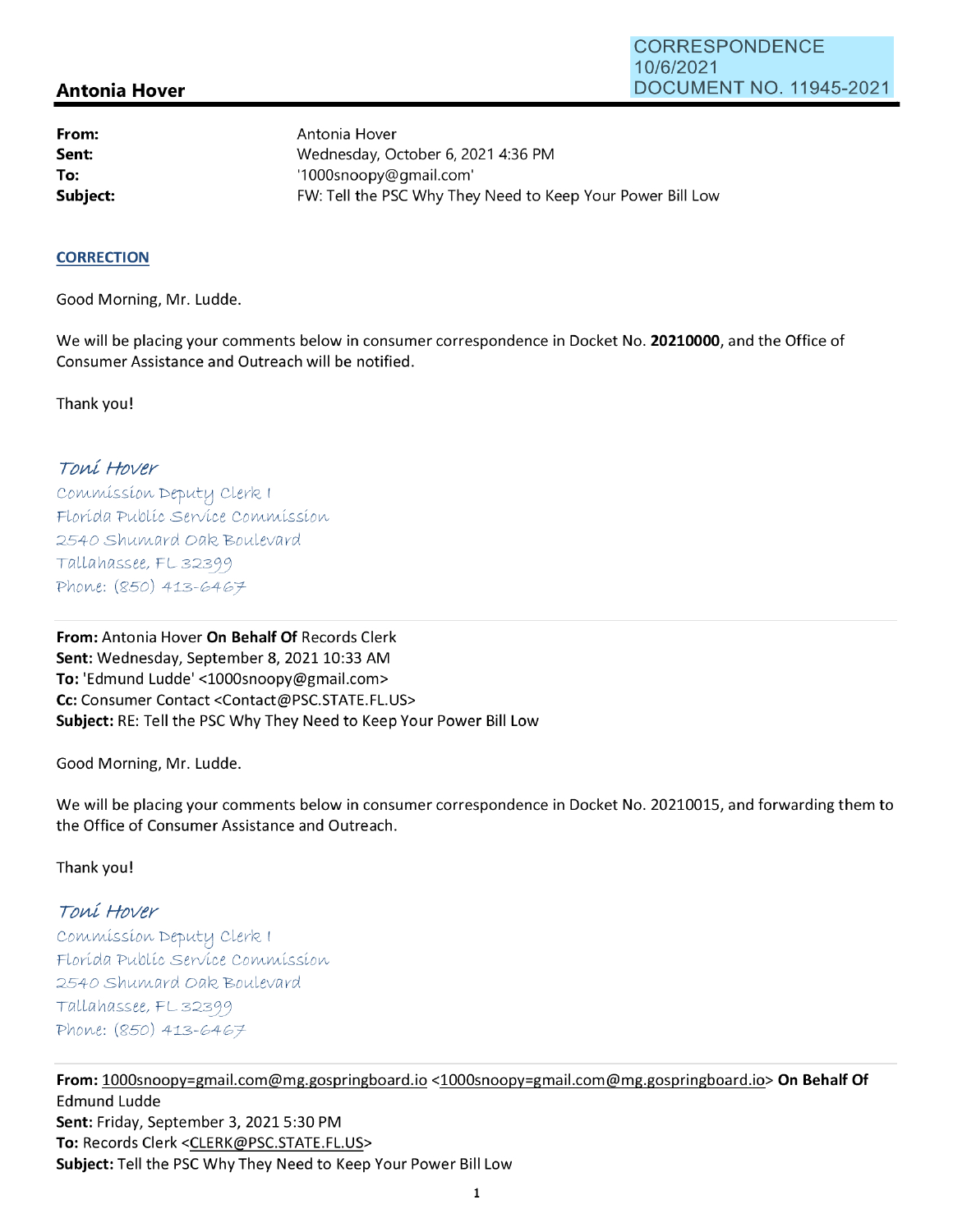CORRESPONDENCE
10/6/2021
DOCUMENT NO. 11945-2021

## Antonia Hover

| | |
|---|---|
| **From:** | Antonia Hover |
| **Sent:** | Wednesday, October 6, 2021 4:36 PM |
| **To:** | '1000snoopy@gmail.com' |
| **Subject:** | FW: Tell the PSC Why They Need to Keep Your Power Bill Low |

**CORRECTION**

Good Morning, Mr. Ludde.

We will be placing your comments below in consumer correspondence in Docket No. **20210000**, and the Office of Consumer Assistance and Outreach will be notified.

Thank you!

*Toni Hover*
*Commission Deputy Clerk I*
*Florida Public Service Commission*
*2540 Shumard Oak Boulevard*
*Tallahassee, FL 32399*
*Phone: (850) 413-6467*

---

**From:** Antonia Hover **On Behalf Of** Records Clerk
**Sent:** Wednesday, September 8, 2021 10:33 AM
**To:** 'Edmund Ludde' <1000snoopy@gmail.com>
**Cc:** Consumer Contact <Contact@PSC.STATE.FL.US>
**Subject:** RE: Tell the PSC Why They Need to Keep Your Power Bill Low

Good Morning, Mr. Ludde.

We will be placing your comments below in consumer correspondence in Docket No. 20210015, and forwarding them to the Office of Consumer Assistance and Outreach.

Thank you!

*Toni Hover*
*Commission Deputy Clerk I*
*Florida Public Service Commission*
*2540 Shumard Oak Boulevard*
*Tallahassee, FL 32399*
*Phone: (850) 413-6467*

---

**From:** 1000snoopy=gmail.com@mg.gospringboard.io <1000snoopy=gmail.com@mg.gospringboard.io> **On Behalf Of** Edmund Ludde
**Sent:** Friday, September 3, 2021 5:30 PM
**To:** Records Clerk <CLERK@PSC.STATE.FL.US>
**Subject:** Tell the PSC Why They Need to Keep Your Power Bill Low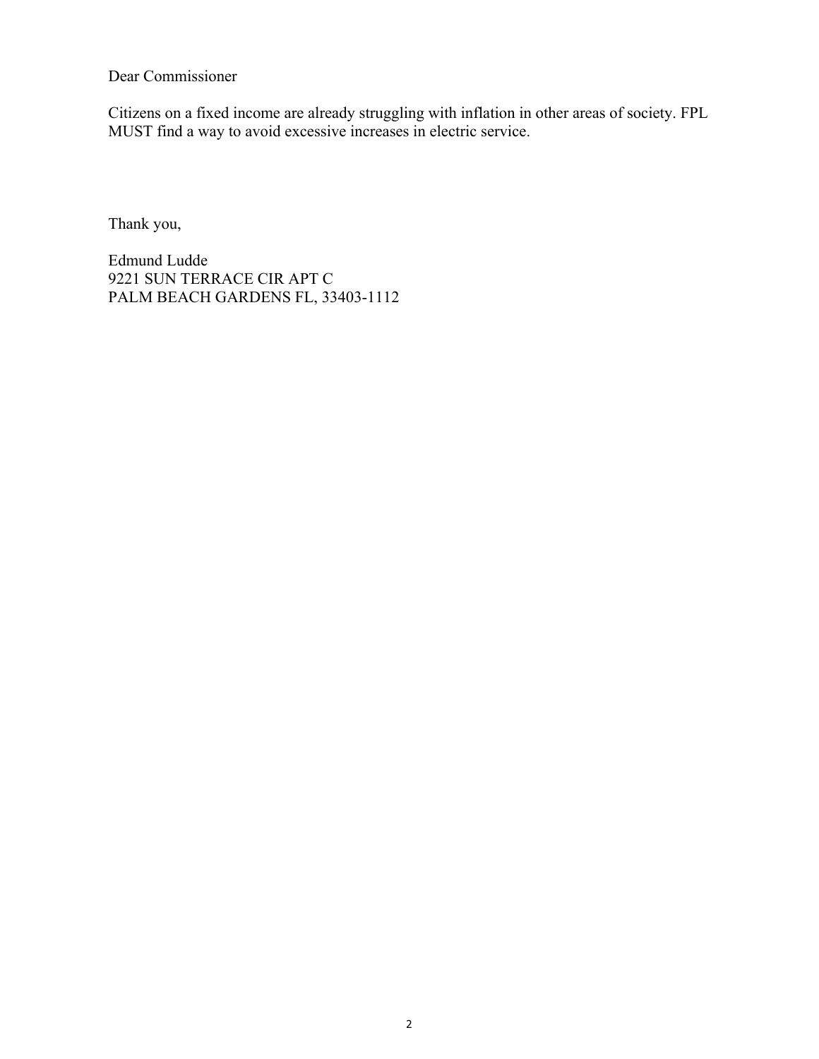Dear Commissioner

Citizens on a fixed income are already struggling with inflation in other areas of society. FPL MUST find a way to avoid excessive increases in electric service.

Thank you,

Edmund Ludde
9221 SUN TERRACE CIR APT C
PALM BEACH GARDENS FL, 33403-1112